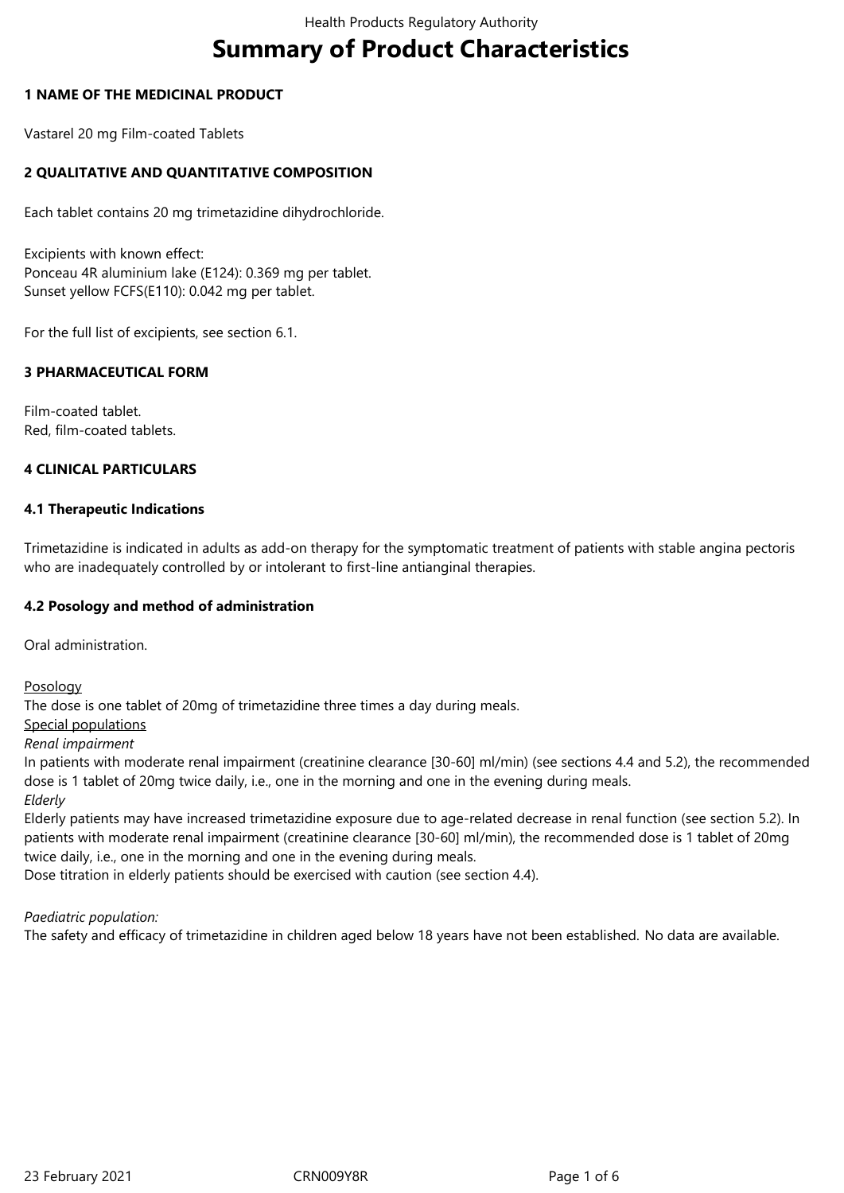# Summary of Product Characteristics

## 1 NAME OF THE MEDICINAL PRODUCT

Vastarel 20 mg Film-coated Tablets

## 2 QUALITATIVE AND QUANTITATIVE COMPOSITION

Each tablet contains 20 mg trimetazidine dihydrochloride.

Excipients with known effect:
Ponceau 4R aluminium lake (E124): 0.369 mg per tablet.
Sunset yellow FCFS(E110): 0.042 mg per tablet.

For the full list of excipients, see section 6.1.

## 3 PHARMACEUTICAL FORM

Film-coated tablet.
Red, film-coated tablets.

## 4 CLINICAL PARTICULARS

### 4.1 Therapeutic Indications

Trimetazidine is indicated in adults as add-on therapy for the symptomatic treatment of patients with stable angina pectoris who are inadequately controlled by or intolerant to first-line antianginal therapies.

### 4.2 Posology and method of administration

Oral administration.

Posology
The dose is one tablet of 20mg of trimetazidine three times a day during meals.
Special populations
*Renal impairment*
In patients with moderate renal impairment (creatinine clearance [30-60] ml/min) (see sections 4.4 and 5.2), the recommended dose is 1 tablet of 20mg twice daily, i.e., one in the morning and one in the evening during meals.
*Elderly*
Elderly patients may have increased trimetazidine exposure due to age-related decrease in renal function (see section 5.2). In patients with moderate renal impairment (creatinine clearance [30-60] ml/min), the recommended dose is 1 tablet of 20mg twice daily, i.e., one in the morning and one in the evening during meals.
Dose titration in elderly patients should be exercised with caution (see section 4.4).

*Paediatric population:*
The safety and efficacy of trimetazidine in children aged below 18 years have not been established. No data are available.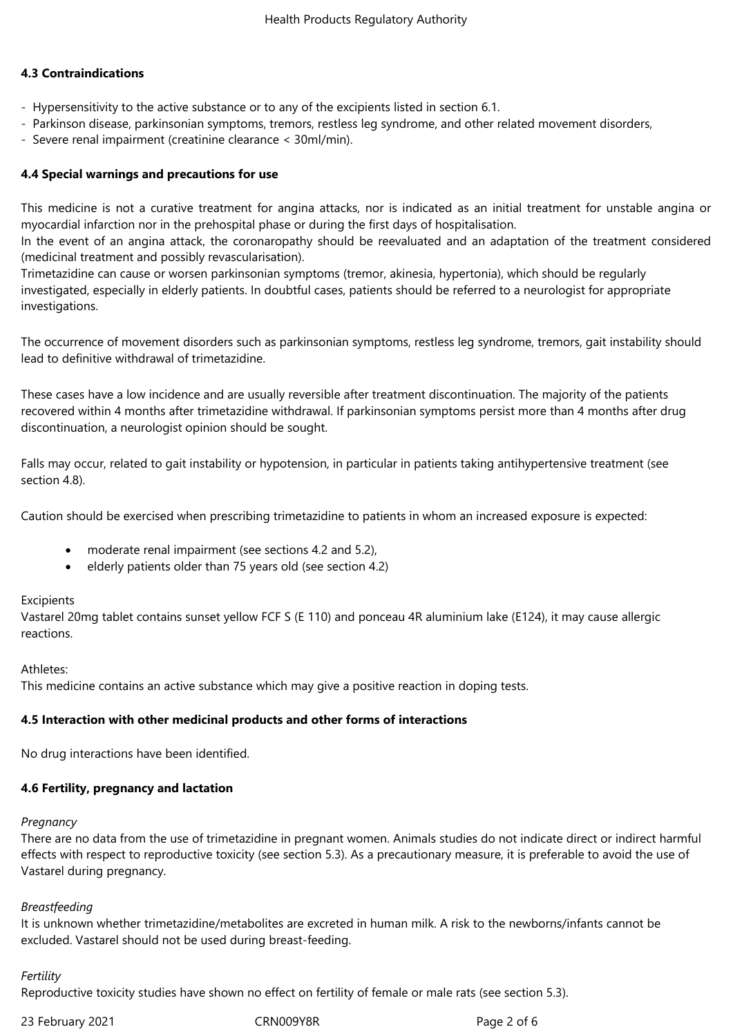### 4.3 Contraindications

- Hypersensitivity to the active substance or to any of the excipients listed in section 6.1.
- Parkinson disease, parkinsonian symptoms, tremors, restless leg syndrome, and other related movement disorders,
- Severe renal impairment (creatinine clearance < 30ml/min).

### 4.4 Special warnings and precautions for use

This medicine is not a curative treatment for angina attacks, nor is indicated as an initial treatment for unstable angina or myocardial infarction nor in the prehospital phase or during the first days of hospitalisation.
In the event of an angina attack, the coronaropathy should be reevaluated and an adaptation of the treatment considered (medicinal treatment and possibly revascularisation).
Trimetazidine can cause or worsen parkinsonian symptoms (tremor, akinesia, hypertonia), which should be regularly investigated, especially in elderly patients. In doubtful cases, patients should be referred to a neurologist for appropriate investigations.

The occurrence of movement disorders such as parkinsonian symptoms, restless leg syndrome, tremors, gait instability should lead to definitive withdrawal of trimetazidine.

These cases have a low incidence and are usually reversible after treatment discontinuation. The majority of the patients recovered within 4 months after trimetazidine withdrawal. If parkinsonian symptoms persist more than 4 months after drug discontinuation, a neurologist opinion should be sought.

Falls may occur, related to gait instability or hypotension, in particular in patients taking antihypertensive treatment (see section 4.8).

Caution should be exercised when prescribing trimetazidine to patients in whom an increased exposure is expected:

- moderate renal impairment (see sections 4.2 and 5.2),
- elderly patients older than 75 years old (see section 4.2)

Excipients
Vastarel 20mg tablet contains sunset yellow FCF S (E 110) and ponceau 4R aluminium lake (E124), it may cause allergic reactions.

Athletes:
This medicine contains an active substance which may give a positive reaction in doping tests.

### 4.5 Interaction with other medicinal products and other forms of interactions

No drug interactions have been identified.

### 4.6 Fertility, pregnancy and lactation

*Pregnancy*
There are no data from the use of trimetazidine in pregnant women. Animals studies do not indicate direct or indirect harmful effects with respect to reproductive toxicity (see section 5.3). As a precautionary measure, it is preferable to avoid the use of Vastarel during pregnancy.

*Breastfeeding*
It is unknown whether trimetazidine/metabolites are excreted in human milk. A risk to the newborns/infants cannot be excluded. Vastarel should not be used during breast-feeding.

*Fertility*
Reproductive toxicity studies have shown no effect on fertility of female or male rats (see section 5.3).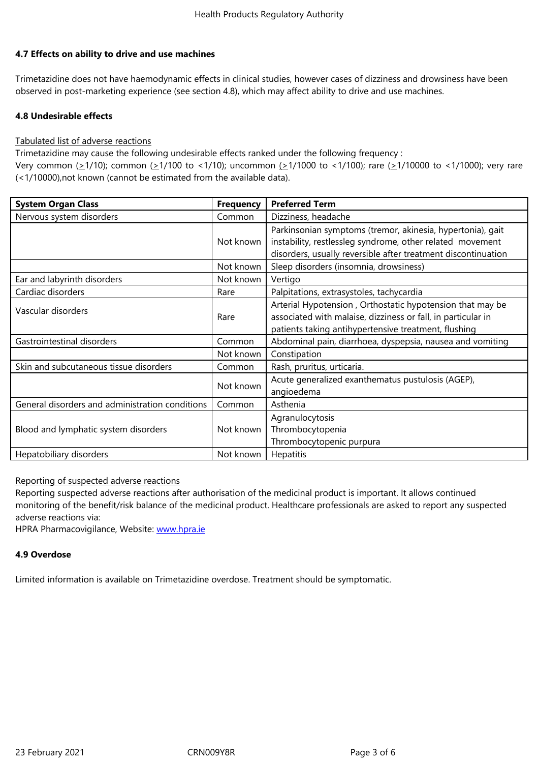**4.7 Effects on ability to drive and use machines**

Trimetazidine does not have haemodynamic effects in clinical studies, however cases of dizziness and drowsiness have been observed in post-marketing experience (see section 4.8), which may affect ability to drive and use machines.

**4.8 Undesirable effects**

Tabulated list of adverse reactions

Trimetazidine may cause the following undesirable effects ranked under the following frequency :

Very common (≥1/10); common (≥1/100 to <1/10); uncommon (≥1/1000 to <1/100); rare (≥1/10000 to <1/1000); very rare (<1/10000),not known (cannot be estimated from the available data).

| System Organ Class | Frequency | Preferred Term |
|---|---|---|
| Nervous system disorders | Common | Dizziness, headache |
| | Not known | Parkinsonian symptoms (tremor, akinesia, hypertonia), gait instability, restlessleg syndrome, other related movement disorders, usually reversible after treatment discontinuation |
| | Not known | Sleep disorders (insomnia, drowsiness) |
| Ear and labyrinth disorders | Not known | Vertigo |
| Cardiac disorders | Rare | Palpitations, extrasystoles, tachycardia |
| Vascular disorders | Rare | Arterial Hypotension , Orthostatic hypotension that may be associated with malaise, dizziness or fall, in particular in patients taking antihypertensive treatment, flushing |
| Gastrointestinal disorders | Common | Abdominal pain, diarrhoea, dyspepsia, nausea and vomiting |
| | Not known | Constipation |
| Skin and subcutaneous tissue disorders | Common | Rash, pruritus, urticaria. |
| | Not known | Acute generalized exanthematus pustulosis (AGEP), angioedema |
| General disorders and administration conditions | Common | Asthenia |
| Blood and lymphatic system disorders | Not known | Agranulocytosis<br>Thrombocytopenia<br>Thrombocytopenic purpura |
| Hepatobiliary disorders | Not known | Hepatitis |

Reporting of suspected adverse reactions

Reporting suspected adverse reactions after authorisation of the medicinal product is important. It allows continued monitoring of the benefit/risk balance of the medicinal product. Healthcare professionals are asked to report any suspected adverse reactions via:

HPRA Pharmacovigilance, Website: www.hpra.ie

**4.9 Overdose**

Limited information is available on Trimetazidine overdose. Treatment should be symptomatic.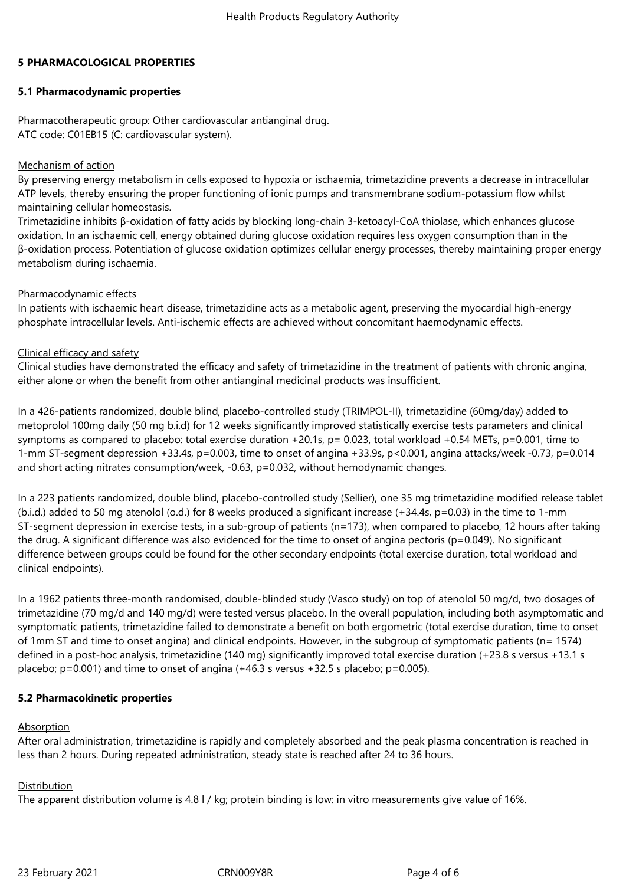## 5 PHARMACOLOGICAL PROPERTIES

### 5.1 Pharmacodynamic properties

Pharmacotherapeutic group: Other cardiovascular antianginal drug.
ATC code: C01EB15 (C: cardiovascular system).

Mechanism of action

By preserving energy metabolism in cells exposed to hypoxia or ischaemia, trimetazidine prevents a decrease in intracellular ATP levels, thereby ensuring the proper functioning of ionic pumps and transmembrane sodium-potassium flow whilst maintaining cellular homeostasis.

Trimetazidine inhibits β-oxidation of fatty acids by blocking long-chain 3-ketoacyl-CoA thiolase, which enhances glucose oxidation. In an ischaemic cell, energy obtained during glucose oxidation requires less oxygen consumption than in the β-oxidation process. Potentiation of glucose oxidation optimizes cellular energy processes, thereby maintaining proper energy metabolism during ischaemia.

Pharmacodynamic effects

In patients with ischaemic heart disease, trimetazidine acts as a metabolic agent, preserving the myocardial high-energy phosphate intracellular levels. Anti-ischemic effects are achieved without concomitant haemodynamic effects.

Clinical efficacy and safety

Clinical studies have demonstrated the efficacy and safety of trimetazidine in the treatment of patients with chronic angina, either alone or when the benefit from other antianginal medicinal products was insufficient.

In a 426-patients randomized, double blind, placebo-controlled study (TRIMPOL-II), trimetazidine (60mg/day) added to metoprolol 100mg daily (50 mg b.i.d) for 12 weeks significantly improved statistically exercise tests parameters and clinical symptoms as compared to placebo: total exercise duration +20.1s, p= 0.023, total workload +0.54 METs, p=0.001, time to 1-mm ST-segment depression +33.4s, p=0.003, time to onset of angina +33.9s, p<0.001, angina attacks/week -0.73, p=0.014 and short acting nitrates consumption/week, -0.63, p=0.032, without hemodynamic changes.

In a 223 patients randomized, double blind, placebo-controlled study (Sellier), one 35 mg trimetazidine modified release tablet (b.i.d.) added to 50 mg atenolol (o.d.) for 8 weeks produced a significant increase (+34.4s, p=0.03) in the time to 1-mm ST-segment depression in exercise tests, in a sub-group of patients (n=173), when compared to placebo, 12 hours after taking the drug. A significant difference was also evidenced for the time to onset of angina pectoris (p=0.049). No significant difference between groups could be found for the other secondary endpoints (total exercise duration, total workload and clinical endpoints).

In a 1962 patients three-month randomised, double-blinded study (Vasco study) on top of atenolol 50 mg/d, two dosages of trimetazidine (70 mg/d and 140 mg/d) were tested versus placebo. In the overall population, including both asymptomatic and symptomatic patients, trimetazidine failed to demonstrate a benefit on both ergometric (total exercise duration, time to onset of 1mm ST and time to onset angina) and clinical endpoints. However, in the subgroup of symptomatic patients (n= 1574) defined in a post-hoc analysis, trimetazidine (140 mg) significantly improved total exercise duration (+23.8 s versus +13.1 s placebo; p=0.001) and time to onset of angina (+46.3 s versus +32.5 s placebo; p=0.005).

### 5.2 Pharmacokinetic properties

Absorption

After oral administration, trimetazidine is rapidly and completely absorbed and the peak plasma concentration is reached in less than 2 hours. During repeated administration, steady state is reached after 24 to 36 hours.

Distribution

The apparent distribution volume is 4.8 l / kg; protein binding is low: in vitro measurements give value of 16%.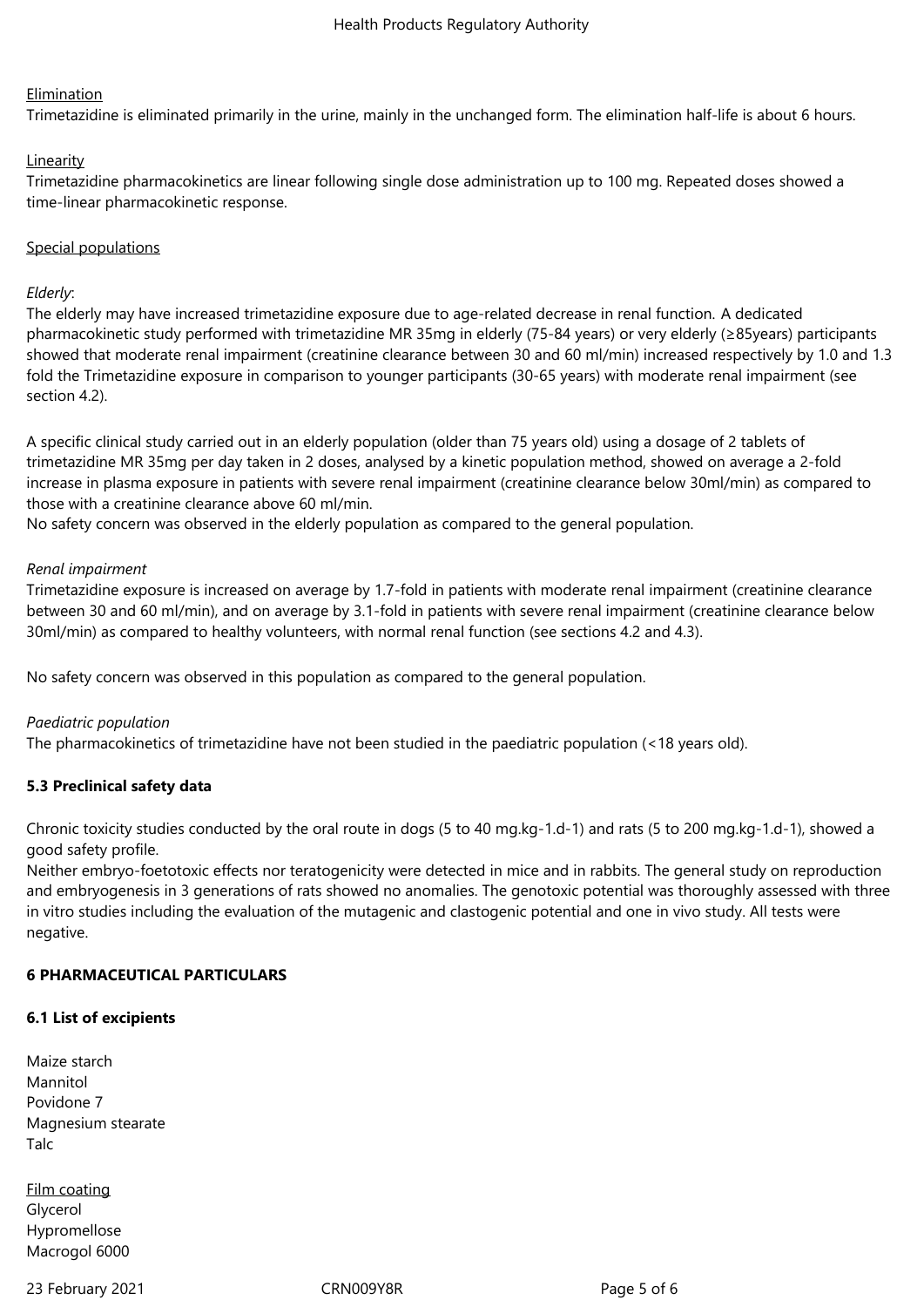Elimination

Trimetazidine is eliminated primarily in the urine, mainly in the unchanged form. The elimination half-life is about 6 hours.

Linearity

Trimetazidine pharmacokinetics are linear following single dose administration up to 100 mg. Repeated doses showed a time-linear pharmacokinetic response.

Special populations

*Elderly*:

The elderly may have increased trimetazidine exposure due to age-related decrease in renal function. A dedicated pharmacokinetic study performed with trimetazidine MR 35mg in elderly (75-84 years) or very elderly (≥85years) participants showed that moderate renal impairment (creatinine clearance between 30 and 60 ml/min) increased respectively by 1.0 and 1.3 fold the Trimetazidine exposure in comparison to younger participants (30-65 years) with moderate renal impairment (see section 4.2).

A specific clinical study carried out in an elderly population (older than 75 years old) using a dosage of 2 tablets of trimetazidine MR 35mg per day taken in 2 doses, analysed by a kinetic population method, showed on average a 2-fold increase in plasma exposure in patients with severe renal impairment (creatinine clearance below 30ml/min) as compared to those with a creatinine clearance above 60 ml/min.

No safety concern was observed in the elderly population as compared to the general population.

*Renal impairment*

Trimetazidine exposure is increased on average by 1.7-fold in patients with moderate renal impairment (creatinine clearance between 30 and 60 ml/min), and on average by 3.1-fold in patients with severe renal impairment (creatinine clearance below 30ml/min) as compared to healthy volunteers, with normal renal function (see sections 4.2 and 4.3).

No safety concern was observed in this population as compared to the general population.

*Paediatric population*

The pharmacokinetics of trimetazidine have not been studied in the paediatric population (<18 years old).

**5.3 Preclinical safety data**

Chronic toxicity studies conducted by the oral route in dogs (5 to 40 mg.kg-1.d-1) and rats (5 to 200 mg.kg-1.d-1), showed a good safety profile.

Neither embryo-foetotoxic effects nor teratogenicity were detected in mice and in rabbits. The general study on reproduction and embryogenesis in 3 generations of rats showed no anomalies. The genotoxic potential was thoroughly assessed with three in vitro studies including the evaluation of the mutagenic and clastogenic potential and one in vivo study. All tests were negative.

**6 PHARMACEUTICAL PARTICULARS**

**6.1 List of excipients**

Maize starch
Mannitol
Povidone 7
Magnesium stearate
Talc

Film coating
Glycerol
Hypromellose
Macrogol 6000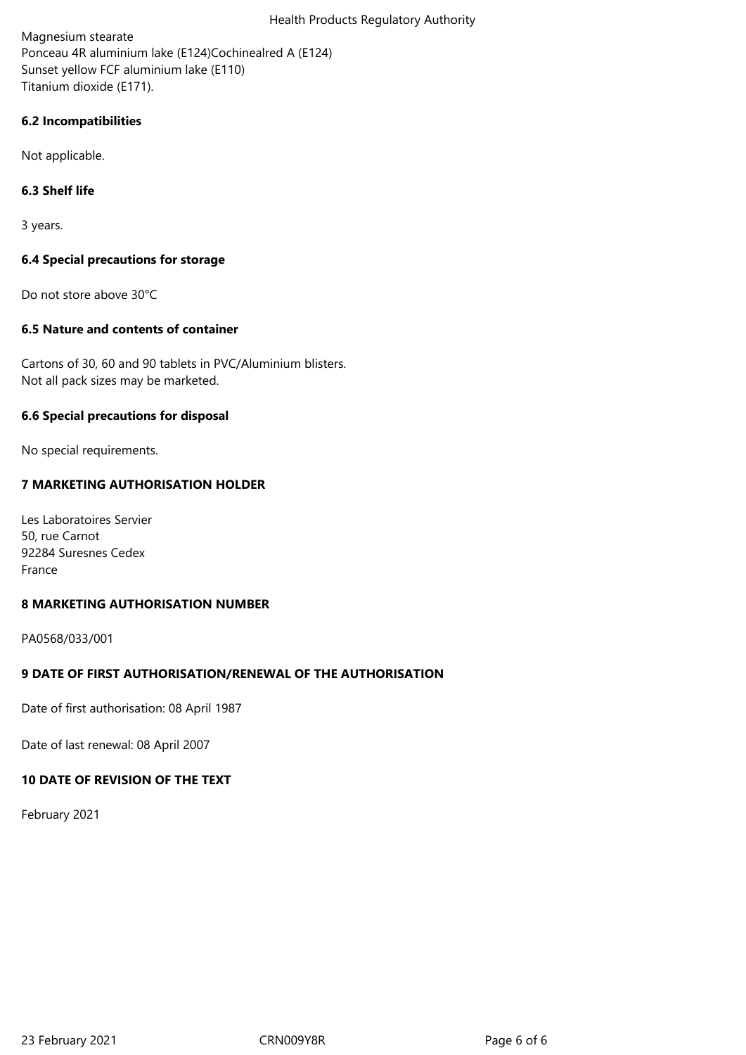Magnesium stearate
Ponceau 4R aluminium lake (E124)Cochinealred A (E124)
Sunset yellow FCF aluminium lake (E110)
Titanium dioxide (E171).

### 6.2 Incompatibilities

Not applicable.

### 6.3 Shelf life

3 years.

### 6.4 Special precautions for storage

Do not store above 30°C

### 6.5 Nature and contents of container

Cartons of 30, 60 and 90 tablets in PVC/Aluminium blisters.
Not all pack sizes may be marketed.

### 6.6 Special precautions for disposal

No special requirements.

## 7 MARKETING AUTHORISATION HOLDER

Les Laboratoires Servier
50, rue Carnot
92284 Suresnes Cedex
France

## 8 MARKETING AUTHORISATION NUMBER

PA0568/033/001

## 9 DATE OF FIRST AUTHORISATION/RENEWAL OF THE AUTHORISATION

Date of first authorisation: 08 April 1987

Date of last renewal: 08 April 2007

## 10 DATE OF REVISION OF THE TEXT

February 2021